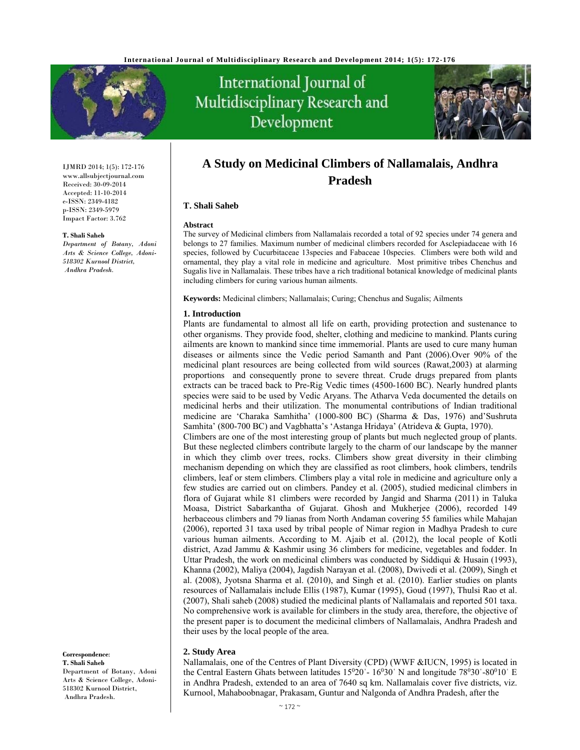# A Study on Medicinal Climbers of Nallamalais, Andhra Pradesh

**T. Shali Saheb**

IJMRD 2014; 1(5): 172-176
www.allsubjectjournal.com
Received: 30-09-2014
Accepted: 11-10-2014
e-ISSN: 2349-4182
p-ISSN: 2349-5979
Impact Factor: 3.762

**T. Shali Saheb**
*Department of Botany, Adoni Arts & Science College, Adoni-518302 Kurnool District, Andhra Pradesh.*

**Correspondence**:
**T. Shali Saheb**
Department of Botany, Adoni Arts & Science College, Adoni-518302 Kurnool District, Andhra Pradesh.

### Abstract

The survey of Medicinal climbers from Nallamalais recorded a total of 92 species under 74 genera and belongs to 27 families. Maximum number of medicinal climbers recorded for Asclepiadaceae with 16 species, followed by Cucurbitaceae 13species and Fabaceae 10species. Climbers were both wild and ornamental, they play a vital role in medicine and agriculture. Most primitive tribes Chenchus and Sugalis live in Nallamalais. These tribes have a rich traditional botanical knowledge of medicinal plants including climbers for curing various human ailments.

**Keywords:** Medicinal climbers; Nallamalais; Curing; Chenchus and Sugalis; Ailments

## 1. Introduction

Plants are fundamental to almost all life on earth, providing protection and sustenance to other organisms. They provide food, shelter, clothing and medicine to mankind. Plants curing ailments are known to mankind since time immemorial. Plants are used to cure many human diseases or ailments since the Vedic period Samanth and Pant (2006).Over 90% of the medicinal plant resources are being collected from wild sources (Rawat,2003) at alarming proportions and consequently prone to severe threat. Crude drugs prepared from plants extracts can be traced back to Pre-Rig Vedic times (4500-1600 BC). Nearly hundred plants species were said to be used by Vedic Aryans. The Atharva Veda documented the details on medicinal herbs and their utilization. The monumental contributions of Indian traditional medicine are 'Charaka Samhitha' (1000-800 BC) (Sharma & Das, 1976) and'Sushruta Samhita' (800-700 BC) and Vagbhatta's 'Astanga Hridaya' (Atrideva & Gupta, 1970).

Climbers are one of the most interesting group of plants but much neglected group of plants. But these neglected climbers contribute largely to the charm of our landscape by the manner in which they climb over trees, rocks. Climbers show great diversity in their climbing mechanism depending on which they are classified as root climbers, hook climbers, tendrils climbers, leaf or stem climbers. Climbers play a vital role in medicine and agriculture only a few studies are carried out on climbers. Pandey et al. (2005), studied medicinal climbers in flora of Gujarat while 81 climbers were recorded by Jangid and Sharma (2011) in Taluka Moasa, District Sabarkantha of Gujarat. Ghosh and Mukherjee (2006), recorded 149 herbaceous climbers and 79 lianas from North Andaman covering 55 families while Mahajan (2006), reported 31 taxa used by tribal people of Nimar region in Madhya Pradesh to cure various human ailments. According to M. Ajaib et al. (2012), the local people of Kotli district, Azad Jammu & Kashmir using 36 climbers for medicine, vegetables and fodder. In Uttar Pradesh, the work on medicinal climbers was conducted by Siddiqui & Husain (1993), Khanna (2002), Maliya (2004), Jagdish Narayan et al. (2008), Dwivedi et al. (2009), Singh et al. (2008), Jyotsna Sharma et al. (2010), and Singh et al. (2010). Earlier studies on plants resources of Nallamalais include Ellis (1987), Kumar (1995), Goud (1997), Thulsi Rao et al. (2007), Shali saheb (2008) studied the medicinal plants of Nallamalais and reported 501 taxa. No comprehensive work is available for climbers in the study area, therefore, the objective of the present paper is to document the medicinal climbers of Nallamalais, Andhra Pradesh and their uses by the local people of the area.

## 2. Study Area

Nallamalais, one of the Centres of Plant Diversity (CPD) (WWF &IUCN, 1995) is located in the Central Eastern Ghats between latitudes $15^0 20'$- $16^0 30'$ N and longitude $78^0 30'$-$80^0 10'$ E in Andhra Pradesh, extended to an area of 7640 sq km. Nallamalais cover five districts, viz. Kurnool, Mahaboobnagar, Prakasam, Guntur and Nalgonda of Andhra Pradesh, after the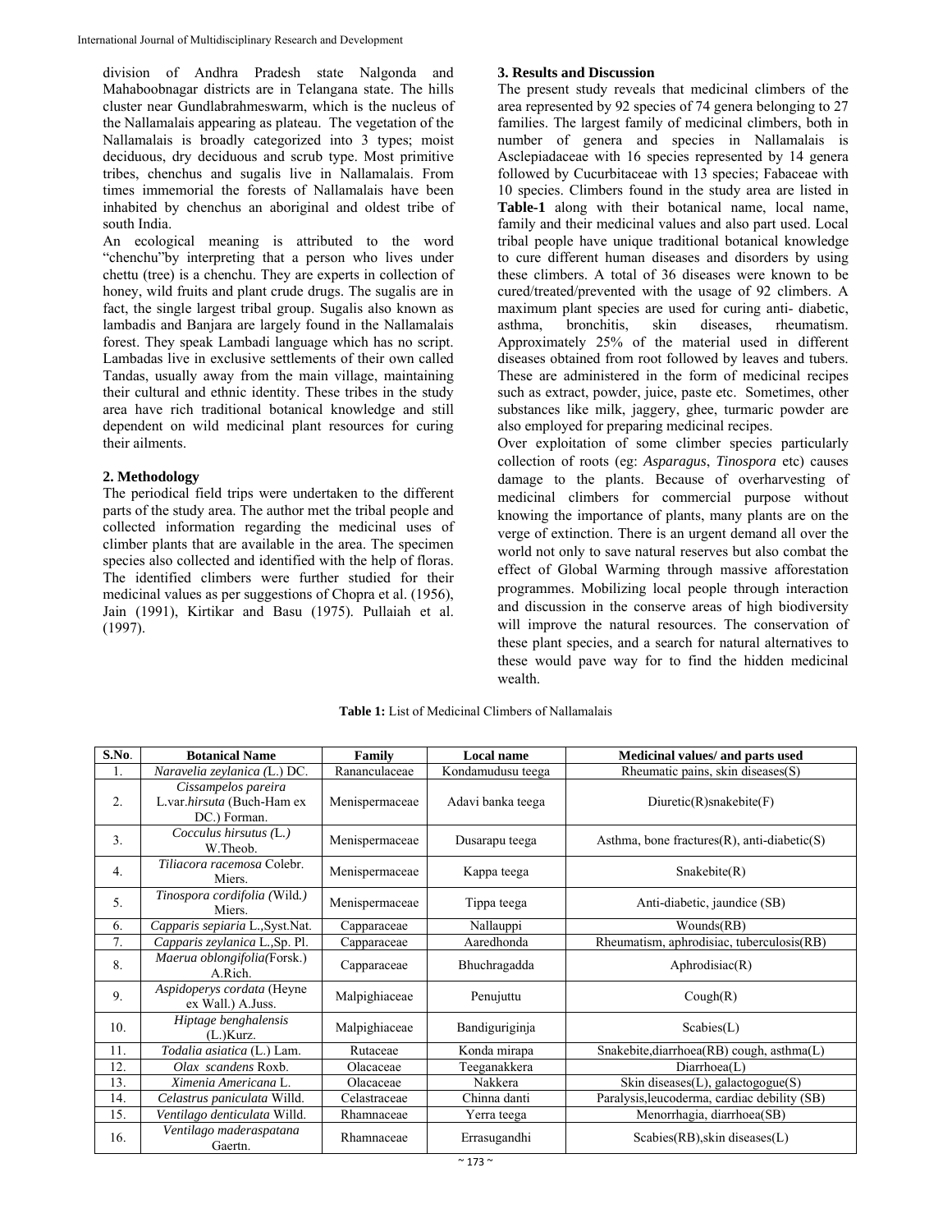division of Andhra Pradesh state Nalgonda and Mahaboobnagar districts are in Telangana state. The hills cluster near Gundlabrahmeswarm, which is the nucleus of the Nallamalais appearing as plateau. The vegetation of the Nallamalais is broadly categorized into 3 types; moist deciduous, dry deciduous and scrub type. Most primitive tribes, chenchus and sugalis live in Nallamalais. From times immemorial the forests of Nallamalais have been inhabited by chenchus an aboriginal and oldest tribe of south India.

An ecological meaning is attributed to the word "chenchu"by interpreting that a person who lives under chettu (tree) is a chenchu. They are experts in collection of honey, wild fruits and plant crude drugs. The sugalis are in fact, the single largest tribal group. Sugalis also known as lambadis and Banjara are largely found in the Nallamalais forest. They speak Lambadi language which has no script. Lambadas live in exclusive settlements of their own called Tandas, usually away from the main village, maintaining their cultural and ethnic identity. These tribes in the study area have rich traditional botanical knowledge and still dependent on wild medicinal plant resources for curing their ailments.

## 2. Methodology

The periodical field trips were undertaken to the different parts of the study area. The author met the tribal people and collected information regarding the medicinal uses of climber plants that are available in the area. The specimen species also collected and identified with the help of floras. The identified climbers were further studied for their medicinal values as per suggestions of Chopra et al. (1956), Jain (1991), Kirtikar and Basu (1975). Pullaiah et al. (1997).

## 3. Results and Discussion

The present study reveals that medicinal climbers of the area represented by 92 species of 74 genera belonging to 27 families. The largest family of medicinal climbers, both in number of genera and species in Nallamalais is Asclepiadaceae with 16 species represented by 14 genera followed by Cucurbitaceae with 13 species; Fabaceae with 10 species. Climbers found in the study area are listed in **Table-1** along with their botanical name, local name, family and their medicinal values and also part used. Local tribal people have unique traditional botanical knowledge to cure different human diseases and disorders by using these climbers. A total of 36 diseases were known to be cured/treated/prevented with the usage of 92 climbers. A maximum plant species are used for curing anti- diabetic, asthma, bronchitis, skin diseases, rheumatism. Approximately 25% of the material used in different diseases obtained from root followed by leaves and tubers. These are administered in the form of medicinal recipes such as extract, powder, juice, paste etc. Sometimes, other substances like milk, jaggery, ghee, turmaric powder are also employed for preparing medicinal recipes.

Over exploitation of some climber species particularly collection of roots (eg: *Asparagus*, *Tinospora* etc) causes damage to the plants. Because of overharvesting of medicinal climbers for commercial purpose without knowing the importance of plants, many plants are on the verge of extinction. There is an urgent demand all over the world not only to save natural reserves but also combat the effect of Global Warming through massive afforestation programmes. Mobilizing local people through interaction and discussion in the conserve areas of high biodiversity will improve the natural resources. The conservation of these plant species, and a search for natural alternatives to these would pave way for to find the hidden medicinal wealth.

**Table 1:** List of Medicinal Climbers of Nallamalais

| S.No. | Botanical Name | Family | Local name | Medicinal values/ and parts used |
|---|---|---|---|---|
| 1. | *Naravelia zeylanica (*L.) DC. | Rananculaceae | Kondamudusu teega | Rheumatic pains, skin diseases(S) |
| 2. | *Cissampelos pareira* L.var.*hirsuta* (Buch-Ham ex DC.) Forman. | Menispermaceae | Adavi banka teega | Diuretic(R)snakebite(F) |
| 3. | *Cocculus hirsutus (*L.) W.Theob. | Menispermaceae | Dusarapu teega | Asthma, bone fractures(R), anti-diabetic(S) |
| 4. | *Tiliacora racemosa* Colebr. Miers. | Menispermaceae | Kappa teega | Snakebite(R) |
| 5. | *Tinospora cordifolia (*Wild.) Miers. | Menispermaceae | Tippa teega | Anti-diabetic, jaundice (SB) |
| 6. | *Capparis sepiaria* L.,Syst.Nat. | Capparaceae | Nallauppi | Wounds(RB) |
| 7. | *Capparis zeylanica* L.,Sp. Pl. | Capparaceae | Aaredhonda | Rheumatism, aphrodisiac, tuberculosis(RB) |
| 8. | *Maerua oblongifolia(*Forsk.) A.Rich. | Capparaceae | Bhuchragadda | Aphrodisiac(R) |
| 9. | *Aspidoperys cordata* (Heyne ex Wall.) A.Juss. | Malpighiaceae | Penujuttu | Cough(R) |
| 10. | *Hiptage benghalensis* (L.)Kurz. | Malpighiaceae | Bandiguriginja | Scabies(L) |
| 11. | *Todalia asiatica* (L.) Lam. | Rutaceae | Konda mirapa | Snakebite,diarrhoea(RB) cough, asthma(L) |
| 12. | *Olax scandens* Roxb. | Olacaceae | Teeganakkera | Diarrhoea(L) |
| 13. | *Ximenia Americana* L. | Olacaceae | Nakkera | Skin diseases(L), galactogogue(S) |
| 14. | *Celastrus paniculata* Willd. | Celastraceae | Chinna danti | Paralysis,leucoderma, cardiac debility (SB) |
| 15. | *Ventilago denticulata* Willd. | Rhamnaceae | Yerra teega | Menorrhagia, diarrhoea(SB) |
| 16. | *Ventilago maderaspatana* Gaertn. | Rhamnaceae | Errasugandhi | Scabies(RB),skin diseases(L) |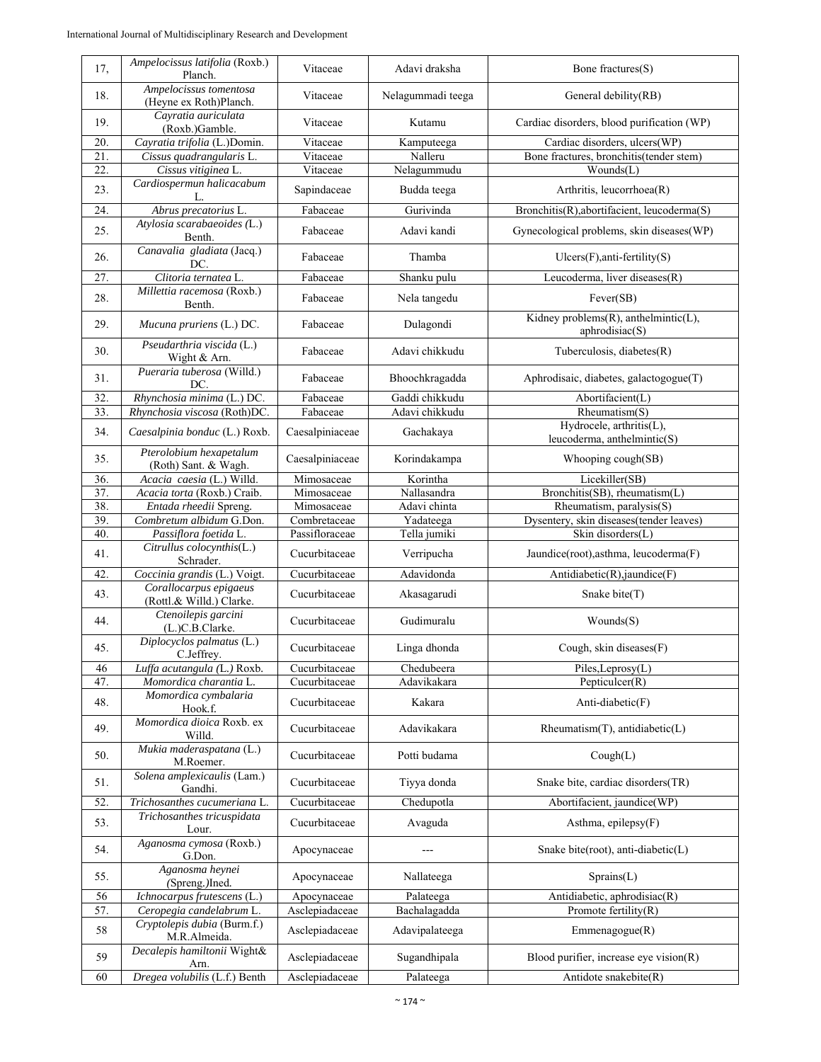| 17, | *Ampelocissus latifolia* (Roxb.) Planch. | Vitaceae | Adavi draksha | Bone fractures(S) |
|---|---|---|---|---|
| 18. | *Ampelocissus tomentosa* (Heyne ex Roth)Planch. | Vitaceae | Nelagummadi teega | General debility(RB) |
| 19. | *Cayratia auriculata* (Roxb.)Gamble. | Vitaceae | Kutamu | Cardiac disorders, blood purification (WP) |
| 20. | *Cayratia trifolia* (L.)Domin. | Vitaceae | Kamputeega | Cardiac disorders, ulcers(WP) |
| 21. | *Cissus quadrangularis* L. | Vitaceae | Nalleru | Bone fractures, bronchitis(tender stem) |
| 22. | *Cissus vitiginea* L. | Vitaceae | Nelagummudu | Wounds(L) |
| 23. | *Cardiospermun halicacabum* L. | Sapindaceae | Budda teega | Arthritis, leucorrhoea(R) |
| 24. | *Abrus precatorius* L. | Fabaceae | Gurivinda | Bronchitis(R),abortifacient, leucoderma(S) |
| 25. | *Atylosia scarabaeoides (*L.) Benth. | Fabaceae | Adavi kandi | Gynecological problems, skin diseases(WP) |
| 26. | *Canavalia gladiata* (Jacq.) DC. | Fabaceae | Thamba | Ulcers(F),anti-fertility(S) |
| 27. | *Clitoria ternatea* L. | Fabaceae | Shanku pulu | Leucoderma, liver diseases(R) |
| 28. | *Millettia racemosa* (Roxb.) Benth. | Fabaceae | Nela tangedu | Fever(SB) |
| 29. | *Mucuna pruriens* (L.) DC. | Fabaceae | Dulagondi | Kidney problems(R), anthelmintic(L), aphrodisiac(S) |
| 30. | *Pseudarthria viscida* (L.) Wight & Arn. | Fabaceae | Adavi chikkudu | Tuberculosis, diabetes(R) |
| 31. | *Pueraria tuberosa* (Willd.) DC. | Fabaceae | Bhoochkragadda | Aphrodisaic, diabetes, galactogogue(T) |
| 32. | *Rhynchosia minima* (L.) DC. | Fabaceae | Gaddi chikkudu | Abortifacient(L) |
| 33. | *Rhynchosia viscosa* (Roth)DC. | Fabaceae | Adavi chikkudu | Rheumatism(S) |
| 34. | *Caesalpinia bonduc* (L.) Roxb. | Caesalpiniaceae | Gachakaya | Hydrocele, arthritis(L), leucoderma, anthelmintic(S) |
| 35. | *Pterolobium hexapetalum* (Roth) Sant. & Wagh. | Caesalpiniaceae | Korindakampa | Whooping cough(SB) |
| 36. | *Acacia caesia* (L.) Willd. | Mimosaceae | Korintha | Licekiller(SB) |
| 37. | *Acacia torta* (Roxb.) Craib. | Mimosaceae | Nallasandra | Bronchitis(SB), rheumatism(L) |
| 38. | *Entada rheedii* Spreng. | Mimosaceae | Adavi chinta | Rheumatism, paralysis(S) |
| 39. | *Combretum albidum* G.Don. | Combretaceae | Yadateega | Dysentery, skin diseases(tender leaves) |
| 40. | *Passiflora foetida* L. | Passifloraceae | Tella jumiki | Skin disorders(L) |
| 41. | *Citrullus colocynthis*(L.) Schrader. | Cucurbitaceae | Verripucha | Jaundice(root),asthma, leucoderma(F) |
| 42. | *Coccinia grandis* (L.) Voigt. | Cucurbitaceae | Adavidonda | Antidiabetic(R),jaundice(F) |
| 43. | *Corallocarpus epigaeus* (Rottl.& Willd.) Clarke. | Cucurbitaceae | Akasagarudi | Snake bite(T) |
| 44. | *Ctenoilepis garcini* (L.)C.B.Clarke. | Cucurbitaceae | Gudimuralu | Wounds(S) |
| 45. | *Diplocyclos palmatus* (L.) C.Jeffrey. | Cucurbitaceae | Linga dhonda | Cough, skin diseases(F) |
| 46 | *Luffa acutangula (L.)* Roxb. | Cucurbitaceae | Chedubeera | Piles,Leprosy(L) |
| 47. | *Momordica charantia* L. | Cucurbitaceae | Adavikakara | Pepticulcer(R) |
| 48. | *Momordica cymbalaria* Hook.f. | Cucurbitaceae | Kakara | Anti-diabetic(F) |
| 49. | *Momordica dioica* Roxb. ex Willd. | Cucurbitaceae | Adavikakara | Rheumatism(T), antidiabetic(L) |
| 50. | *Mukia maderaspatana* (L.) M.Roemer. | Cucurbitaceae | Potti budama | Cough(L) |
| 51. | *Solena amplexicaulis* (Lam.) Gandhi. | Cucurbitaceae | Tiyya donda | Snake bite, cardiac disorders(TR) |
| 52. | *Trichosanthes cucumeriana* L. | Cucurbitaceae | Chedupotla | Abortifacient, jaundice(WP) |
| 53. | *Trichosanthes tricuspidata* Lour. | Cucurbitaceae | Avaguda | Asthma, epilepsy(F) |
| 54. | *Aganosma cymosa* (Roxb.) G.Don. | Apocynaceae | --- | Snake bite(root), anti-diabetic(L) |
| 55. | *Aganosma heynei (*Spreng.)Ined. | Apocynaceae | Nallateega | Sprains(L) |
| 56 | *Ichnocarpus frutescens* (L.) | Apocynaceae | Palateega | Antidiabetic, aphrodisiac(R) |
| 57. | *Ceropegia candelabrum* L. | Asclepiadaceae | Bachalagadda | Promote fertility(R) |
| 58 | *Cryptolepis dubia* (Burm.f.) M.R.Almeida. | Asclepiadaceae | Adavipalateega | Emmenagogue(R) |
| 59 | *Decalepis hamiltonii* Wight& Arn. | Asclepiadaceae | Sugandhipala | Blood purifier, increase eye vision(R) |
| 60 | *Dregea volubilis* (L.f.) Benth | Asclepiadaceae | Palateega | Antidote snakebite(R) |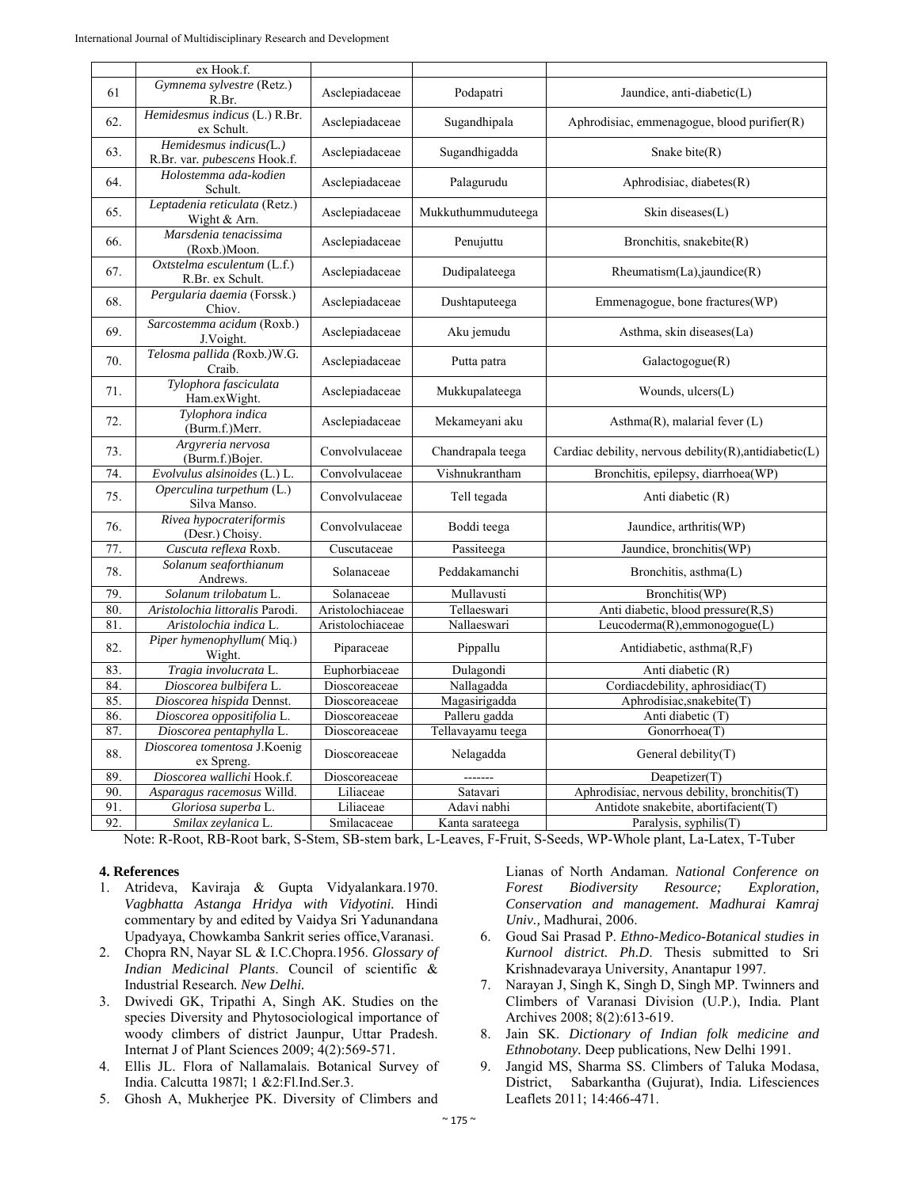|  | ex Hook.f. |  |  |  |
|---|---|---|---|---|
| 61 | *Gymnema sylvestre* (Retz.) R.Br. | Asclepiadaceae | Podapatri | Jaundice, anti-diabetic(L) |
| 62. | *Hemidesmus indicus* (L.) R.Br. ex Schult. | Asclepiadaceae | Sugandhipala | Aphrodisiac, emmenagogue, blood purifier(R) |
| 63. | *Hemidesmus indicus(L.)* R.Br. var. *pubescens* Hook.f. | Asclepiadaceae | Sugandhigadda | Snake bite(R) |
| 64. | *Holostemma ada-kodien* Schult. | Asclepiadaceae | Palagurudu | Aphrodisiac, diabetes(R) |
| 65. | *Leptadenia reticulata* (Retz.) Wight & Arn. | Asclepiadaceae | Mukkuthummuduteega | Skin diseases(L) |
| 66. | *Marsdenia tenacissima* (Roxb.)Moon. | Asclepiadaceae | Penujuttu | Bronchitis, snakebite(R) |
| 67. | *Oxtstelma esculentum* (L.f.) R.Br. ex Schult. | Asclepiadaceae | Dudipalateega | Rheumatism(La),jaundice(R) |
| 68. | *Pergularia daemia* (Forssk.) Chiov. | Asclepiadaceae | Dushtaputeega | Emmenagogue, bone fractures(WP) |
| 69. | *Sarcostemma acidum* (Roxb.) J.Voight. | Asclepiadaceae | Aku jemudu | Asthma, skin diseases(La) |
| 70. | *Telosma pallida (*Roxb.*)*W.G. Craib. | Asclepiadaceae | Putta patra | Galactogogue(R) |
| 71. | *Tylophora fasciculata* Ham.exWight. | Asclepiadaceae | Mukkupalateega | Wounds, ulcers(L) |
| 72. | *Tylophora indica* (Burm.f.)Merr. | Asclepiadaceae | Mekameyani aku | Asthma(R), malarial fever (L) |
| 73. | *Argyreria nervosa* (Burm.f.)Bojer. | Convolvulaceae | Chandrapala teega | Cardiac debility, nervous debility(R),antidiabetic(L) |
| 74. | *Evolvulus alsinoides* (L.) L. | Convolvulaceae | Vishnukrantham | Bronchitis, epilepsy, diarrhoea(WP) |
| 75. | *Operculina turpethum* (L.) Silva Manso. | Convolvulaceae | Tell tegada | Anti diabetic (R) |
| 76. | *Rivea hypocrateriformis* (Desr.) Choisy. | Convolvulaceae | Boddi teega | Jaundice, arthritis(WP) |
| 77. | *Cuscuta reflexa* Roxb. | Cuscutaceae | Passiteega | Jaundice, bronchitis(WP) |
| 78. | *Solanum seaforthianum* Andrews. | Solanaceae | Peddakamanchi | Bronchitis, asthma(L) |
| 79. | *Solanum trilobatum* L. | Solanaceae | Mullavusti | Bronchitis(WP) |
| 80. | *Aristolochia littoralis* Parodi. | Aristolochiaceae | Tellaeswari | Anti diabetic, blood pressure(R,S) |
| 81. | *Aristolochia indica* L. | Aristolochiaceae | Nallaeswari | Leucoderma(R),emmonogogue(L) |
| 82. | *Piper hymenophyllum(* Miq.) Wight. | Piparaceae | Pippallu | Antidiabetic, asthma(R,F) |
| 83. | *Tragia involucrata* L. | Euphorbiaceae | Dulagondi | Anti diabetic (R) |
| 84. | *Dioscorea bulbifera* L. | Dioscoreaceae | Nallagadda | Cordiacdebility, aphrosidiac(T) |
| 85. | *Dioscorea hispida* Dennst. | Dioscoreaceae | Magasirigadda | Aphrodisiac,snakebite(T) |
| 86. | *Dioscorea oppositifolia* L. | Dioscoreaceae | Palleru gadda | Anti diabetic (T) |
| 87. | *Dioscorea pentaphylla* L. | Dioscoreaceae | Tellavayamu teega | Gonorrhoea(T) |
| 88. | *Dioscorea tomentosa* J.Koenig ex Spreng. | Dioscoreaceae | Nelagadda | General debility(T) |
| 89. | *Dioscorea wallichi* Hook.f. | Dioscoreaceae | ------- | Deapetizer(T) |
| 90. | *Asparagus racemosus* Willd. | Liliaceae | Satavari | Aphrodisiac, nervous debility, bronchitis(T) |
| 91. | *Gloriosa superba* L. | Liliaceae | Adavi nabhi | Antidote snakebite, abortifacient(T) |
| 92. | *Smilax zeylanica* L. | Smilacaceae | Kanta sarateega | Paralysis, syphilis(T) |

Note: R-Root, RB-Root bark, S-Stem, SB-stem bark, L-Leaves, F-Fruit, S-Seeds, WP-Whole plant, La-Latex, T-Tuber

## 4. References

1. Atrideva, Kaviraja & Gupta Vidyalankara.1970. *Vagbhatta Astanga Hridya with Vidyotini.* Hindi commentary by and edited by Vaidya Sri Yadunandana Upadyaya, Chowkamba Sankrit series office,Varanasi.
2. Chopra RN, Nayar SL & I.C.Chopra.1956. *Glossary of Indian Medicinal Plants*. Council of scientific & Industrial Research. *New Delhi.*
3. Dwivedi GK, Tripathi A, Singh AK. Studies on the species Diversity and Phytosociological importance of woody climbers of district Jaunpur, Uttar Pradesh. Internat J of Plant Sciences 2009; 4(2):569-571.
4. Ellis JL. Flora of Nallamalais. Botanical Survey of India. Calcutta 1987l; 1 &2:Fl.Ind.Ser.3.
5. Ghosh A, Mukherjee PK. Diversity of Climbers and Lianas of North Andaman. *National Conference on Forest Biodiversity Resource; Exploration, Conservation and management. Madhurai Kamraj Univ.,* Madhurai, 2006.
6. Goud Sai Prasad P. *Ethno-Medico-Botanical studies in Kurnool district. Ph.D*. Thesis submitted to Sri Krishnadevaraya University, Anantapur 1997.
7. Narayan J, Singh K, Singh D, Singh MP. Twinners and Climbers of Varanasi Division (U.P.), India. Plant Archives 2008; 8(2):613-619.
8. Jain SK. *Dictionary of Indian folk medicine and Ethnobotany.* Deep publications, New Delhi 1991.
9. Jangid MS, Sharma SS. Climbers of Taluka Modasa, District, Sabarkantha (Gujurat), India*.* Lifesciences Leaflets 2011; 14:466-471.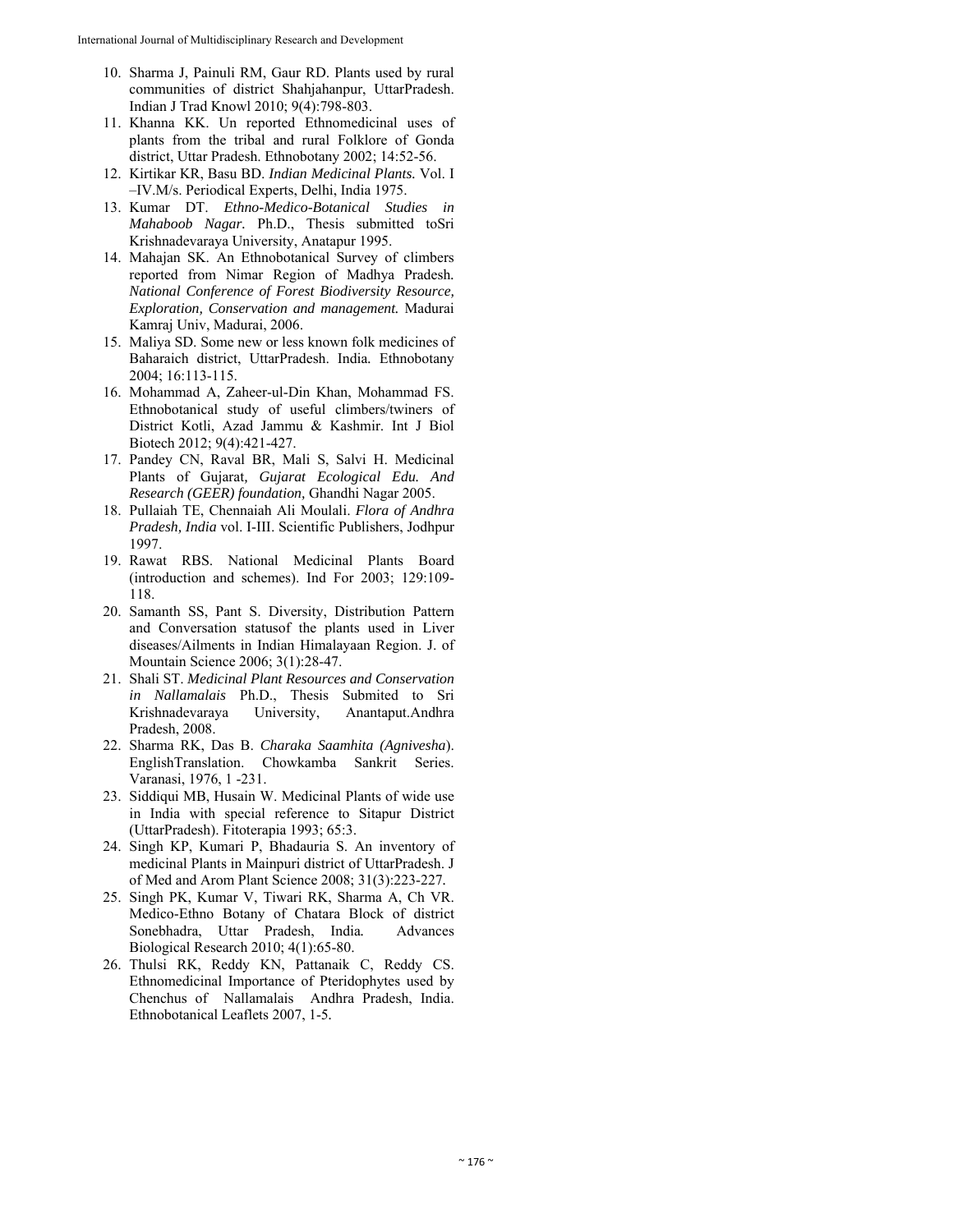10. Sharma J, Painuli RM, Gaur RD. Plants used by rural communities of district Shahjahanpur, UttarPradesh. Indian J Trad Knowl 2010; 9(4):798-803.
11. Khanna KK. Un reported Ethnomedicinal uses of plants from the tribal and rural Folklore of Gonda district, Uttar Pradesh. Ethnobotany 2002; 14:52-56.
12. Kirtikar KR, Basu BD. *Indian Medicinal Plants.* Vol. I –IV.M/s. Periodical Experts, Delhi, India 1975.
13. Kumar DT. *Ethno-Medico-Botanical Studies in Mahaboob Nagar.* Ph.D., Thesis submitted toSri Krishnadevaraya University, Anatapur 1995.
14. Mahajan SK. An Ethnobotanical Survey of climbers reported from Nimar Region of Madhya Pradesh. *National Conference of Forest Biodiversity Resource, Exploration, Conservation and management.* Madurai Kamraj Univ, Madurai, 2006.
15. Maliya SD. Some new or less known folk medicines of Baharaich district, UttarPradesh. India. Ethnobotany 2004; 16:113-115.
16. Mohammad A, Zaheer-ul-Din Khan, Mohammad FS. Ethnobotanical study of useful climbers/twiners of District Kotli, Azad Jammu & Kashmir. Int J Biol Biotech 2012; 9(4):421-427.
17. Pandey CN, Raval BR, Mali S, Salvi H. Medicinal Plants of Gujarat, *Gujarat Ecological Edu. And Research (GEER) foundation*, Ghandhi Nagar 2005.
18. Pullaiah TE, Chennaiah Ali Moulali. *Flora of Andhra Pradesh, India* vol. I-III. Scientific Publishers, Jodhpur 1997.
19. Rawat RBS. National Medicinal Plants Board (introduction and schemes). Ind For 2003; 129:109-118.
20. Samanth SS, Pant S. Diversity, Distribution Pattern and Conversation statusof the plants used in Liver diseases/Ailments in Indian Himalayaan Region. J. of Mountain Science 2006; 3(1):28-47.
21. Shali ST. *Medicinal Plant Resources and Conservation in Nallamalais* Ph.D., Thesis Submited to Sri Krishnadevaraya University, Anantaput.Andhra Pradesh, 2008.
22. Sharma RK, Das B. *Charaka Saamhita (Agnivesha*). EnglishTranslation. Chowkamba Sankrit Series. Varanasi, 1976, 1 -231.
23. Siddiqui MB, Husain W. Medicinal Plants of wide use in India with special reference to Sitapur District (UttarPradesh). Fitoterapia 1993; 65:3.
24. Singh KP, Kumari P, Bhadauria S. An inventory of medicinal Plants in Mainpuri district of UttarPradesh. J of Med and Arom Plant Science 2008; 31(3):223-227.
25. Singh PK, Kumar V, Tiwari RK, Sharma A, Ch VR. Medico-Ethno Botany of Chatara Block of district Sonebhadra, Uttar Pradesh, India. Advances Biological Research 2010; 4(1):65-80.
26. Thulsi RK, Reddy KN, Pattanaik C, Reddy CS. Ethnomedicinal Importance of Pteridophytes used by Chenchus of Nallamalais Andhra Pradesh, India. Ethnobotanical Leaflets 2007, 1-5.